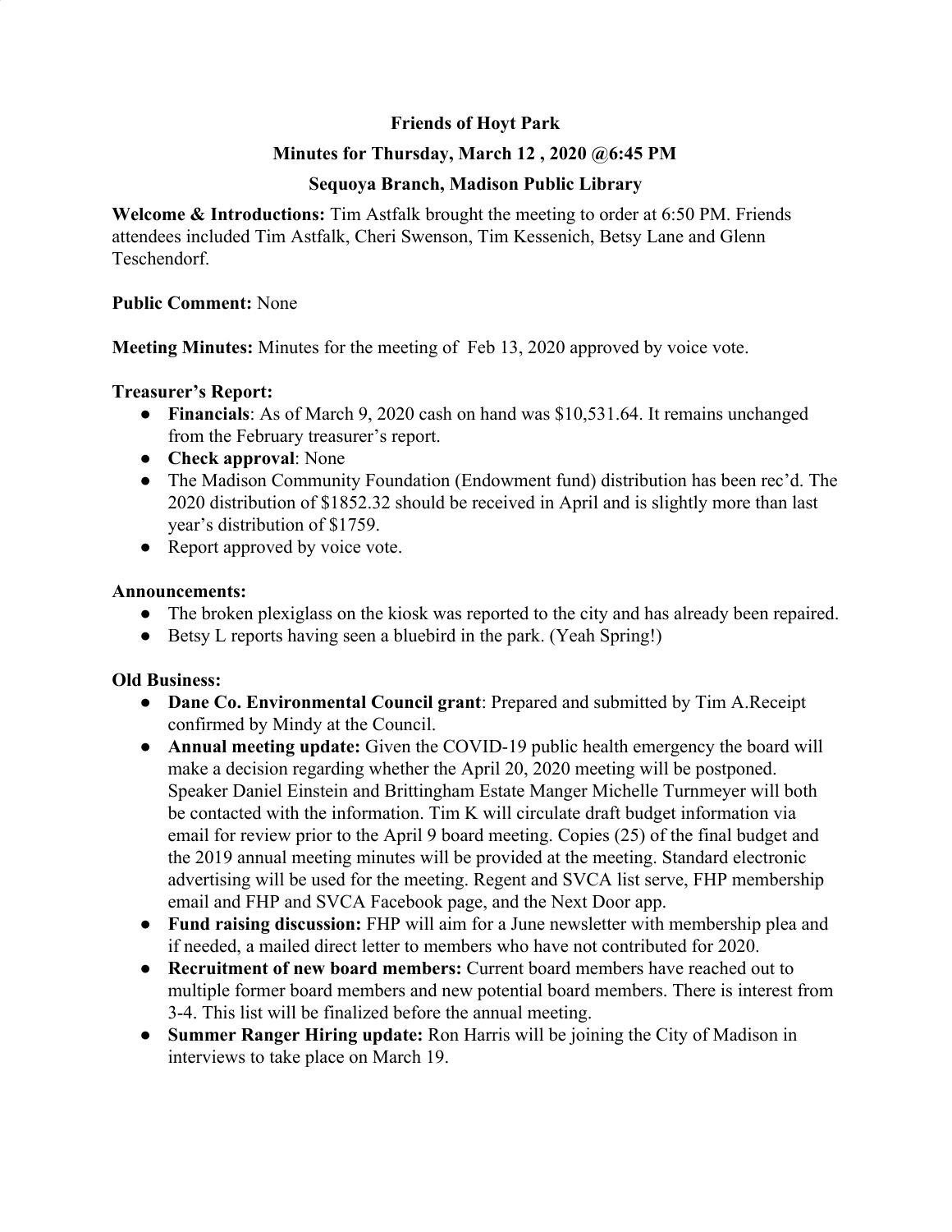# Friends of Hoyt Park

## Minutes for Thursday, March 12 , 2020 @6:45 PM

## Sequoya Branch, Madison Public Library

**Welcome & Introductions:** Tim Astfalk brought the meeting to order at 6:50 PM. Friends attendees included Tim Astfalk, Cheri Swenson, Tim Kessenich, Betsy Lane and Glenn Teschendorf.

**Public Comment:** None

**Meeting Minutes:** Minutes for the meeting of Feb 13, 2020 approved by voice vote.

**Treasurer's Report:**

- **Financials**: As of March 9, 2020 cash on hand was $10,531.64. It remains unchanged from the February treasurer's report.
- **Check approval**: None
- The Madison Community Foundation (Endowment fund) distribution has been rec'd. The 2020 distribution of $1852.32 should be received in April and is slightly more than last year's distribution of $1759.
- Report approved by voice vote.

**Announcements:**

- The broken plexiglass on the kiosk was reported to the city and has already been repaired.
- Betsy L reports having seen a bluebird in the park. (Yeah Spring!)

**Old Business:**

- **Dane Co. Environmental Council grant**: Prepared and submitted by Tim A.Receipt confirmed by Mindy at the Council.
- **Annual meeting update:** Given the COVID-19 public health emergency the board will make a decision regarding whether the April 20, 2020 meeting will be postponed. Speaker Daniel Einstein and Brittingham Estate Manger Michelle Turnmeyer will both be contacted with the information. Tim K will circulate draft budget information via email for review prior to the April 9 board meeting. Copies (25) of the final budget and the 2019 annual meeting minutes will be provided at the meeting. Standard electronic advertising will be used for the meeting. Regent and SVCA list serve, FHP membership email and FHP and SVCA Facebook page, and the Next Door app.
- **Fund raising discussion:** FHP will aim for a June newsletter with membership plea and if needed, a mailed direct letter to members who have not contributed for 2020.
- **Recruitment of new board members:** Current board members have reached out to multiple former board members and new potential board members. There is interest from 3-4. This list will be finalized before the annual meeting.
- **Summer Ranger Hiring update:** Ron Harris will be joining the City of Madison in interviews to take place on March 19.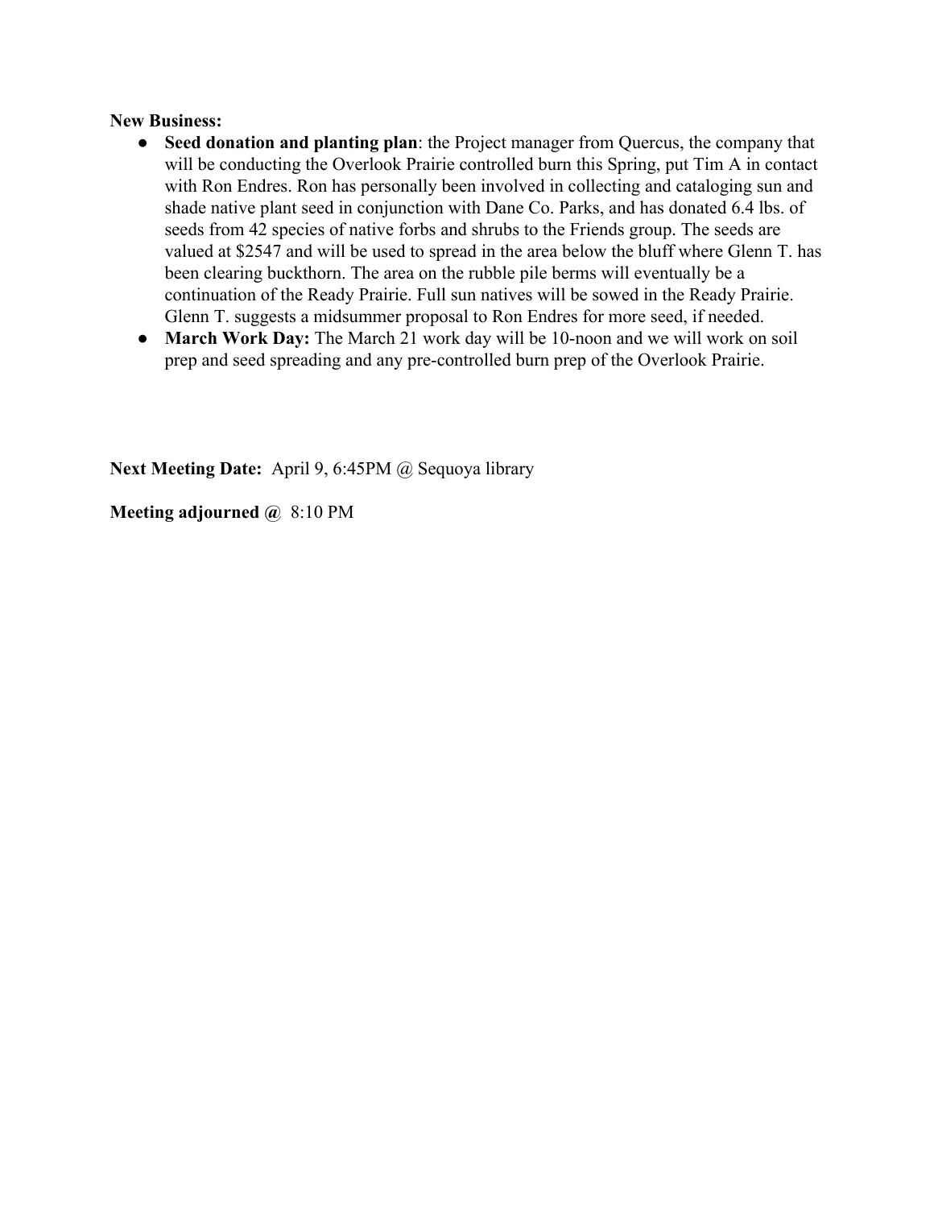**New Business:**

- **Seed donation and planting plan**: the Project manager from Quercus, the company that will be conducting the Overlook Prairie controlled burn this Spring, put Tim A in contact with Ron Endres. Ron has personally been involved in collecting and cataloging sun and shade native plant seed in conjunction with Dane Co. Parks, and has donated 6.4 lbs. of seeds from 42 species of native forbs and shrubs to the Friends group. The seeds are valued at $2547 and will be used to spread in the area below the bluff where Glenn T. has been clearing buckthorn. The area on the rubble pile berms will eventually be a continuation of the Ready Prairie. Full sun natives will be sowed in the Ready Prairie. Glenn T. suggests a midsummer proposal to Ron Endres for more seed, if needed.
- **March Work Day:** The March 21 work day will be 10-noon and we will work on soil prep and seed spreading and any pre-controlled burn prep of the Overlook Prairie.

**Next Meeting Date:** April 9, 6:45PM @ Sequoya library

**Meeting adjourned @** 8:10 PM